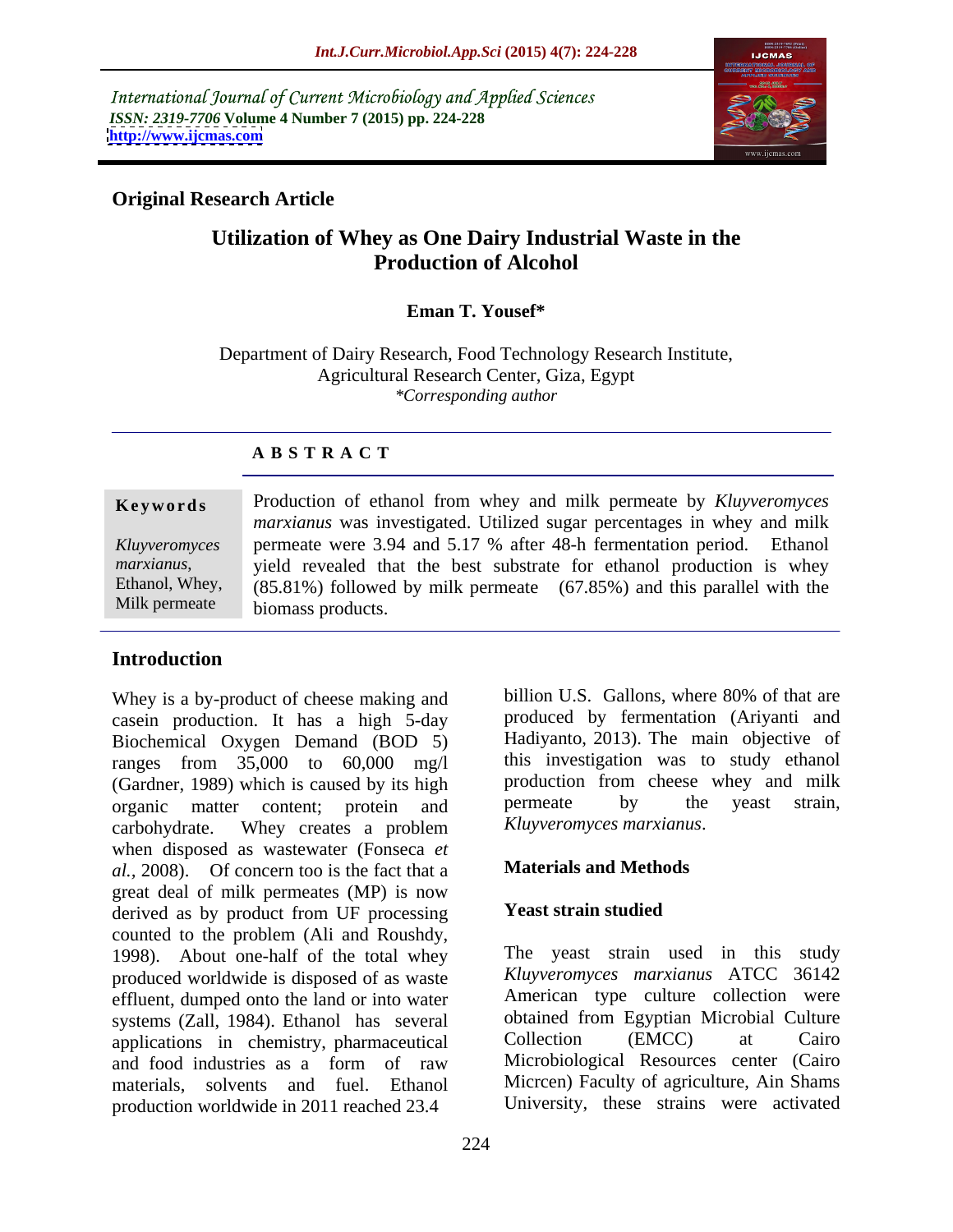International Journal of Current Microbiology and Applied Sciences
*ISSN: 2319-7706* **Volume 4 Number 7 (2015) pp. 224-228**
**http://www.ijcmas.com**

**Original Research Article**

# Utilization of Whey as One Dairy Industrial Waste in the Production of Alcohol

**Eman T. Yousef***

Department of Dairy Research, Food Technology Research Institute, Agricultural Research Center, Giza, Egypt
*\*Corresponding author*

## A B S T R A C T

**Keywords**

*Kluyveromyces marxianus*, Ethanol, Whey, Milk permeate

Production of ethanol from whey and milk permeate by *Kluyveromyces marxianus* was investigated. Utilized sugar percentages in whey and milk permeate were 3.94 and 5.17 % after 48-h fermentation period. Ethanol yield revealed that the best substrate for ethanol production is whey (85.81%) followed by milk permeate (67.85%) and this parallel with the biomass products.

## Introduction

Whey is a by-product of cheese making and casein production. It has a high 5-day Biochemical Oxygen Demand (BOD 5) ranges from 35,000 to 60,000 mg/l (Gardner, 1989) which is caused by its high organic matter content; protein and carbohydrate. Whey creates a problem when disposed as wastewater (Fonseca *et al.*, 2008). Of concern too is the fact that a great deal of milk permeates (MP) is now derived as by product from UF processing counted to the problem (Ali and Roushdy, 1998). About one-half of the total whey produced worldwide is disposed of as waste effluent, dumped onto the land or into water systems (Zall, 1984). Ethanol has several applications in chemistry, pharmaceutical and food industries as a form of raw materials, solvents and fuel. Ethanol production worldwide in 2011 reached 23.4 billion U.S. Gallons, where 80% of that are produced by fermentation (Ariyanti and Hadiyanto, 2013). The main objective of this investigation was to study ethanol production from cheese whey and milk permeate by the yeast strain, *Kluyveromyces marxianus*.

## Materials and Methods

### Yeast strain studied

The yeast strain used in this study *Kluyveromyces marxianus* ATCC 36142 American type culture collection were obtained from Egyptian Microbial Culture Collection (EMCC) at Cairo Microbiological Resources center (Cairo Micrcen) Faculty of agriculture, Ain Shams University, these strains were activated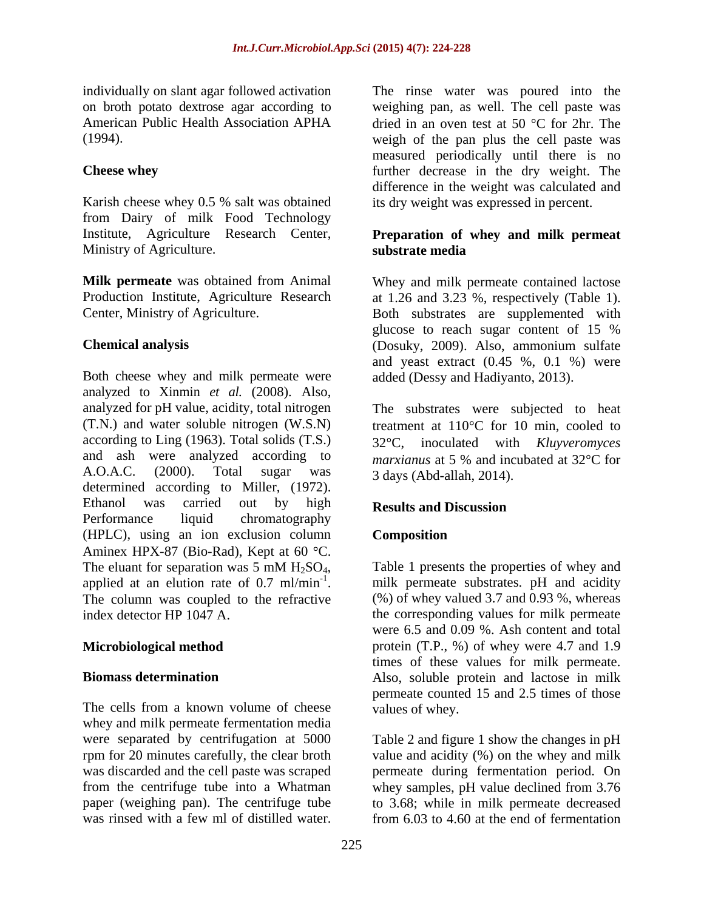individually on slant agar followed activation on broth potato dextrose agar according to American Public Health Association APHA (1994).

**Cheese whey**

Karish cheese whey 0.5 % salt was obtained from Dairy of milk Food Technology Institute, Agriculture Research Center, Ministry of Agriculture.

**Milk permeate** was obtained from Animal Production Institute, Agriculture Research Center, Ministry of Agriculture.

**Chemical analysis**

Both cheese whey and milk permeate were analyzed to Xinmin *et al.* (2008). Also, analyzed for pH value, acidity, total nitrogen (T.N.) and water soluble nitrogen (W.S.N) according to Ling (1963). Total solids (T.S.) and ash were analyzed according to A.O.A.C. (2000). Total sugar was determined according to Miller, (1972). Ethanol was carried out by high Performance liquid chromatography (HPLC), using an ion exclusion column Aminex HPX-87 (Bio-Rad), Kept at 60 °C. The eluant for separation was 5 mM $H_2SO_4$, applied at an elution rate of 0.7 $ml/min^{-1}$. The column was coupled to the refractive index detector HP 1047 A.

**Microbiological method**

**Biomass determination**

The cells from a known volume of cheese whey and milk permeate fermentation media were separated by centrifugation at 5000 rpm for 20 minutes carefully, the clear broth was discarded and the cell paste was scraped from the centrifuge tube into a Whatman paper (weighing pan). The centrifuge tube was rinsed with a few ml of distilled water. The rinse water was poured into the weighing pan, as well. The cell paste was dried in an oven test at 50 °C for 2hr. The weigh of the pan plus the cell paste was measured periodically until there is no further decrease in the dry weight. The difference in the weight was calculated and its dry weight was expressed in percent.

**Preparation of whey and milk permeat substrate media**

Whey and milk permeate contained lactose at 1.26 and 3.23 %, respectively (Table 1). Both substrates are supplemented with glucose to reach sugar content of 15 % (Dosuky, 2009). Also, ammonium sulfate and yeast extract (0.45 %, 0.1 %) were added (Dessy and Hadiyanto, 2013).

The substrates were subjected to heat treatment at 110°C for 10 min, cooled to 32°C, inoculated with *Kluyveromyces marxianus* at 5 % and incubated at 32°C for 3 days (Abd-allah, 2014).

## Results and Discussion

**Composition**

Table 1 presents the properties of whey and milk permeate substrates. pH and acidity (%) of whey valued 3.7 and 0.93 %, whereas the corresponding values for milk permeate were 6.5 and 0.09 %. Ash content and total protein (T.P., %) of whey were 4.7 and 1.9 times of these values for milk permeate. Also, soluble protein and lactose in milk permeate counted 15 and 2.5 times of those values of whey.

Table 2 and figure 1 show the changes in pH value and acidity (%) on the whey and milk permeate during fermentation period. On whey samples, pH value declined from 3.76 to 3.68; while in milk permeate decreased from 6.03 to 4.60 at the end of fermentation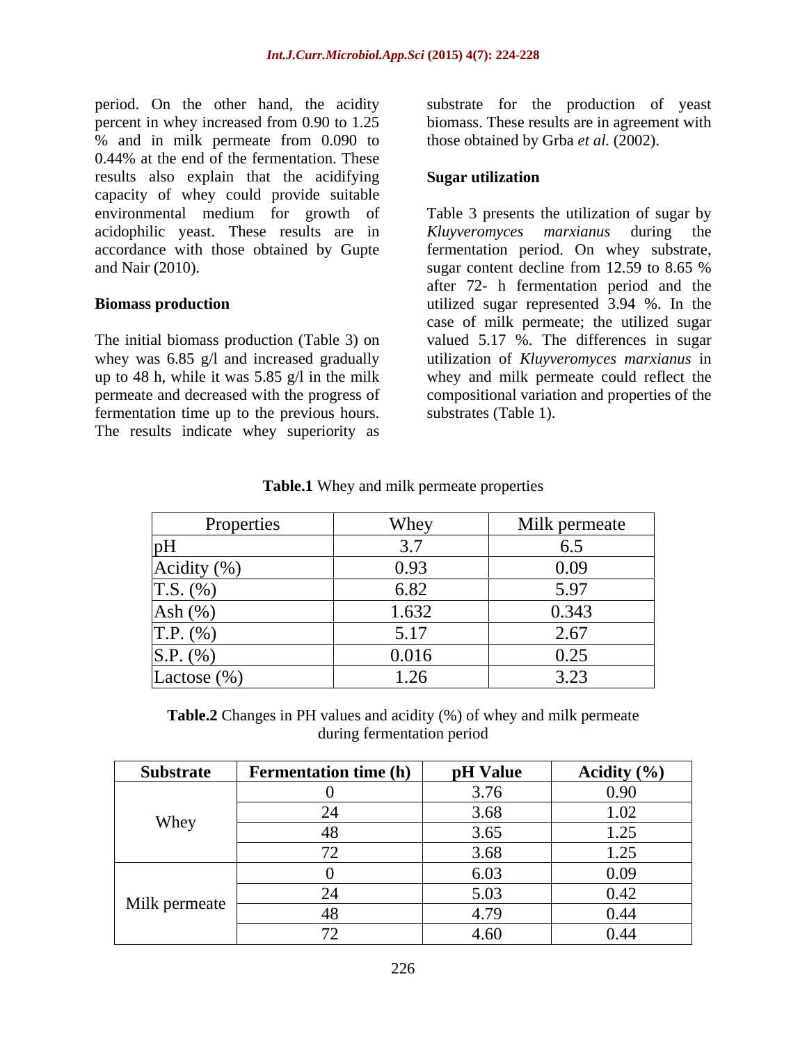period. On the other hand, the acidity percent in whey increased from 0.90 to 1.25 % and in milk permeate from 0.090 to 0.44% at the end of the fermentation. These results also explain that the acidifying capacity of whey could provide suitable environmental medium for growth of acidophilic yeast. These results are in accordance with those obtained by Gupte and Nair (2010).

**Biomass production**

The initial biomass production (Table 3) on whey was 6.85 g/l and increased gradually up to 48 h, while it was 5.85 g/l in the milk permeate and decreased with the progress of fermentation time up to the previous hours. The results indicate whey superiority as substrate for the production of yeast biomass. These results are in agreement with those obtained by Grba *et al.* (2002).

**Sugar utilization**

Table 3 presents the utilization of sugar by *Kluyveromyces marxianus* during the fermentation period. On whey substrate, sugar content decline from 12.59 to 8.65 % after 72- h fermentation period and the utilized sugar represented 3.94 %. In the case of milk permeate; the utilized sugar valued 5.17 %. The differences in sugar utilization of *Kluyveromyces marxianus* in whey and milk permeate could reflect the compositional variation and properties of the substrates (Table 1).

**Table.1** Whey and milk permeate properties

| Properties | Whey | Milk permeate |
|---|---|---|
| pH | 3.7 | 6.5 |
| Acidity (%) | 0.93 | 0.09 |
| T.S. (%) | 6.82 | 5.97 |
| Ash (%) | 1.632 | 0.343 |
| T.P. (%) | 5.17 | 2.67 |
| S.P. (%) | 0.016 | 0.25 |
| Lactose (%) | 1.26 | 3.23 |

**Table.2** Changes in PH values and acidity (%) of whey and milk permeate during fermentation period

| Substrate | Fermentation time (h) | pH Value | Acidity (%) |
|---|---|---|---|
| Whey | 0 | 3.76 | 0.90 |
| | 24 | 3.68 | 1.02 |
| | 48 | 3.65 | 1.25 |
| | 72 | 3.68 | 1.25 |
| Milk permeate | 0 | 6.03 | 0.09 |
| | 24 | 5.03 | 0.42 |
| | 48 | 4.79 | 0.44 |
| | 72 | 4.60 | 0.44 |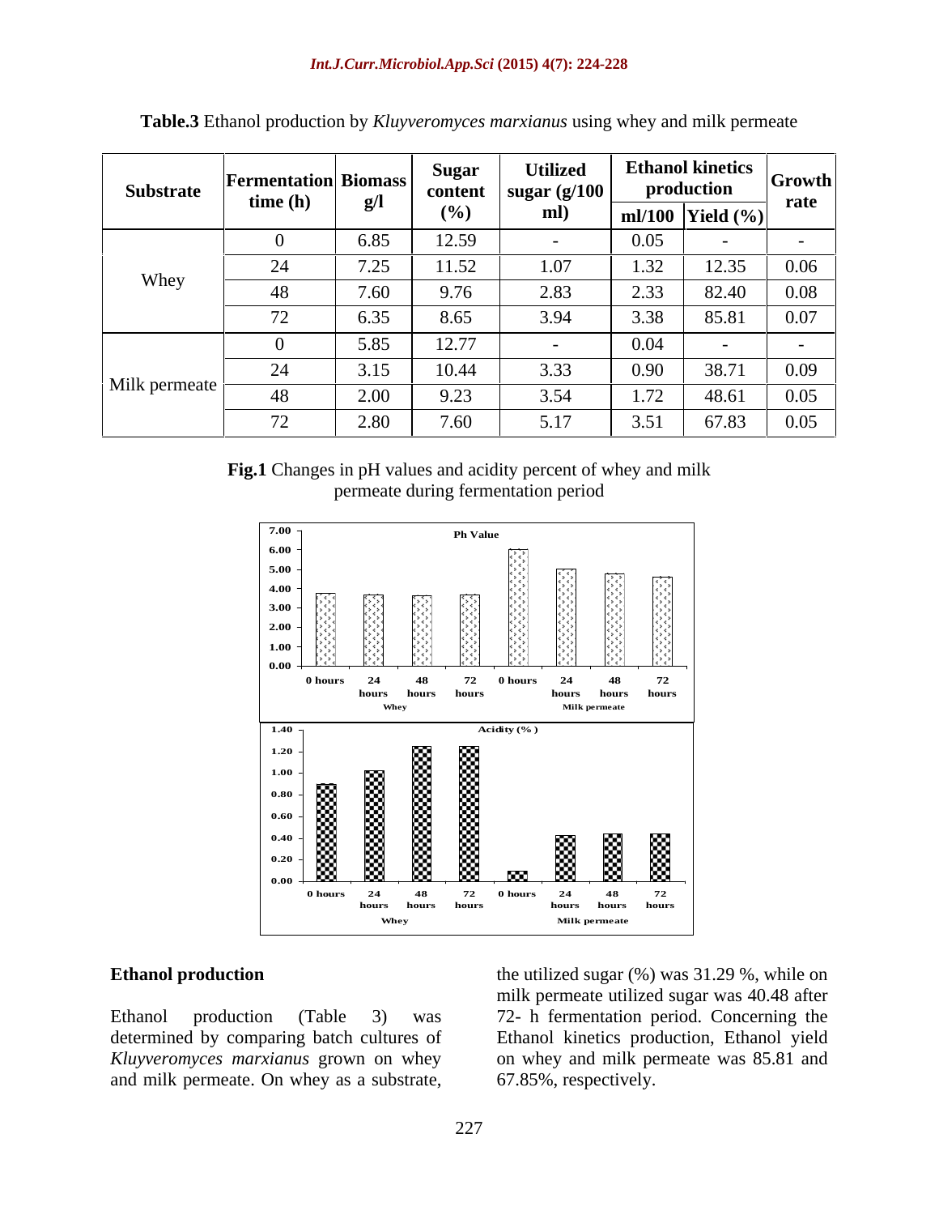**Table.3** Ethanol production by *Kluyveromyces marxianus* using whey and milk permeate

| Substrate | Fermentation time (h) | Biomass g/l | Sugar content (%) | Utilized sugar (g/100 ml) | Ethanol kinetics production | | Growth rate |
|---|---|---|---|---|---|---|---|
| | | | | | ml/100 | Yield (%) | |
| Whey | 0 | 6.85 | 12.59 | - | 0.05 | - | - |
| | 24 | 7.25 | 11.52 | 1.07 | 1.32 | 12.35 | 0.06 |
| | 48 | 7.60 | 9.76 | 2.83 | 2.33 | 82.40 | 0.08 |
| | 72 | 6.35 | 8.65 | 3.94 | 3.38 | 85.81 | 0.07 |
| Milk permeate | 0 | 5.85 | 12.77 | - | 0.04 | - | - |
| | 24 | 3.15 | 10.44 | 3.33 | 0.90 | 38.71 | 0.09 |
| | 48 | 2.00 | 9.23 | 3.54 | 1.72 | 48.61 | 0.05 |
| | 72 | 2.80 | 7.60 | 5.17 | 3.51 | 67.83 | 0.05 |

**Fig.1** Changes in pH values and acidity percent of whey and milk permeate during fermentation period

### Ethanol production

Ethanol production (Table 3) was determined by comparing batch cultures of *Kluyveromyces marxianus* grown on whey and milk permeate. On whey as a substrate, the utilized sugar (%) was 31.29 %, while on milk permeate utilized sugar was 40.48 after 72- h fermentation period. Concerning the Ethanol kinetics production, Ethanol yield on whey and milk permeate was 85.81 and 67.85%, respectively.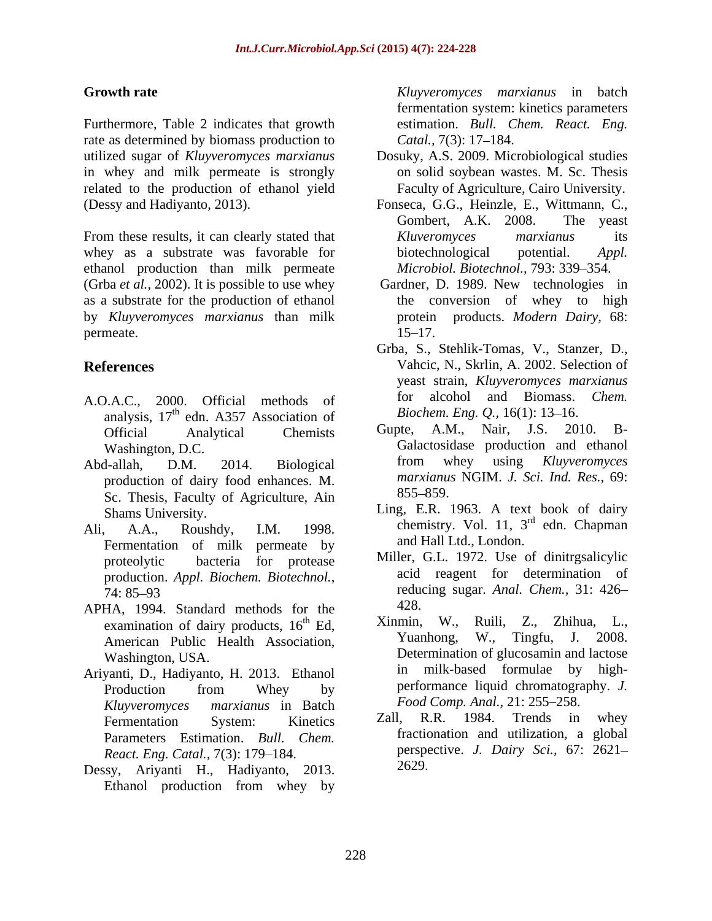## Growth rate

Furthermore, Table 2 indicates that growth rate as determined by biomass production to utilized sugar of *Kluyveromyces marxianus* in whey and milk permeate is strongly related to the production of ethanol yield (Dessy and Hadiyanto, 2013).

From these results, it can clearly stated that whey as a substrate was favorable for ethanol production than milk permeate (Grba *et al.*, 2002). It is possible to use whey as a substrate for the production of ethanol by *Kluyveromyces marxianus* than milk permeate.

## References

A.O.A.C., 2000. Official methods of analysis, 17th edn. A357 Association of Official Analytical Chemists Washington, D.C.

Abd-allah, D.M. 2014. Biological production of dairy food enhances. M. Sc. Thesis, Faculty of Agriculture, Ain Shams University.

Ali, A.A., Roushdy, I.M. 1998. Fermentation of milk permeate by proteolytic bacteria for protease production. *Appl. Biochem. Biotechnol.*, 74: 85–93

APHA, 1994. Standard methods for the examination of dairy products, 16th Ed, American Public Health Association, Washington, USA.

Ariyanti, D., Hadiyanto, H. 2013. Ethanol Production from Whey by *Kluyveromyces marxianus* in Batch Fermentation System: Kinetics Parameters Estimation. *Bull. Chem. React. Eng. Catal.*, 7(3): 179–184.

Dessy, Ariyanti H., Hadiyanto, 2013. Ethanol production from whey by *Kluyveromyces marxianus* in batch fermentation system: kinetics parameters estimation. *Bull. Chem. React. Eng. Catal.*, 7(3): 17–184.

Dosuky, A.S. 2009. Microbiological studies on solid soybean wastes. M. Sc. Thesis Faculty of Agriculture, Cairo University.

Fonseca, G.G., Heinzle, E., Wittmann, C., Gombert, A.K. 2008. The yeast *Kluveromyces marxianus* its biotechnological potential. *Appl. Microbiol. Biotechnol.*, 793: 339–354.

Gardner, D. 1989. New technologies in the conversion of whey to high protein products. *Modern Dairy,* 68: 15–17.

Grba, S., Stehlik-Tomas, V., Stanzer, D., Vahcic, N., Skrlin, A. 2002. Selection of yeast strain, *Kluyveromyces marxianus* for alcohol and Biomass. *Chem. Biochem. Eng. Q.*, 16(1): 13–16.

Gupte, A.M., Nair, J.S. 2010. B-Galactosidase production and ethanol from whey using *Kluyveromyces marxianus* NGIM. *J. Sci. Ind. Res.*, 69: 855–859.

Ling, E.R. 1963. A text book of dairy chemistry. Vol. 11, 3rd edn. Chapman and Hall Ltd., London.

Miller, G.L. 1972. Use of dinitrgsalicylic acid reagent for determination of reducing sugar. *Anal. Chem.*, 31: 426–428.

Xinmin, W., Ruili, Z., Zhihua, L., Yuanhong, W., Tingfu, J. 2008. Determination of glucosamin and lactose in milk-based formulae by high-performance liquid chromatography. *J. Food Comp. Anal.*, 21: 255–258.

Zall, R.R. 1984. Trends in whey fractionation and utilization, a global perspective. *J. Dairy Sci.*, 67: 2621–2629.